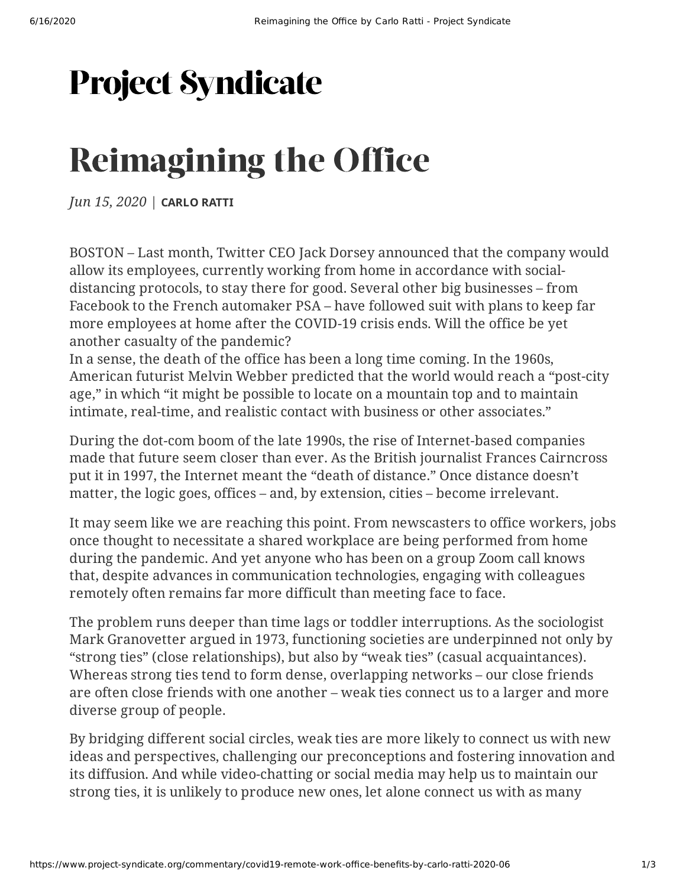# Project Syndicate

# Reimagining the Office

*Jun 15, 2020* | **CARLO RATTI**

BOSTON – Last month, Twitter CEO Jack Dorsey announced that the company would allow its employees, currently working from home in accordance with social-distancing protocols, to stay there for good. Several other big businesses – from Facebook to the French automaker PSA – have followed suit with plans to keep far more employees at home after the COVID-19 crisis ends. Will the office be yet another casualty of the pandemic?

In a sense, the death of the office has been a long time coming. In the 1960s, American futurist Melvin Webber predicted that the world would reach a "post-city age," in which "it might be possible to locate on a mountain top and to maintain intimate, real-time, and realistic contact with business or other associates."

During the dot-com boom of the late 1990s, the rise of Internet-based companies made that future seem closer than ever. As the British journalist Frances Cairncross put it in 1997, the Internet meant the "death of distance." Once distance doesn't matter, the logic goes, offices – and, by extension, cities – become irrelevant.

It may seem like we are reaching this point. From newscasters to office workers, jobs once thought to necessitate a shared workplace are being performed from home during the pandemic. And yet anyone who has been on a group Zoom call knows that, despite advances in communication technologies, engaging with colleagues remotely often remains far more difficult than meeting face to face.

The problem runs deeper than time lags or toddler interruptions. As the sociologist Mark Granovetter argued in 1973, functioning societies are underpinned not only by "strong ties" (close relationships), but also by "weak ties" (casual acquaintances). Whereas strong ties tend to form dense, overlapping networks – our close friends are often close friends with one another – weak ties connect us to a larger and more diverse group of people.

By bridging different social circles, weak ties are more likely to connect us with new ideas and perspectives, challenging our preconceptions and fostering innovation and its diffusion. And while video-chatting or social media may help us to maintain our strong ties, it is unlikely to produce new ones, let alone connect us with as many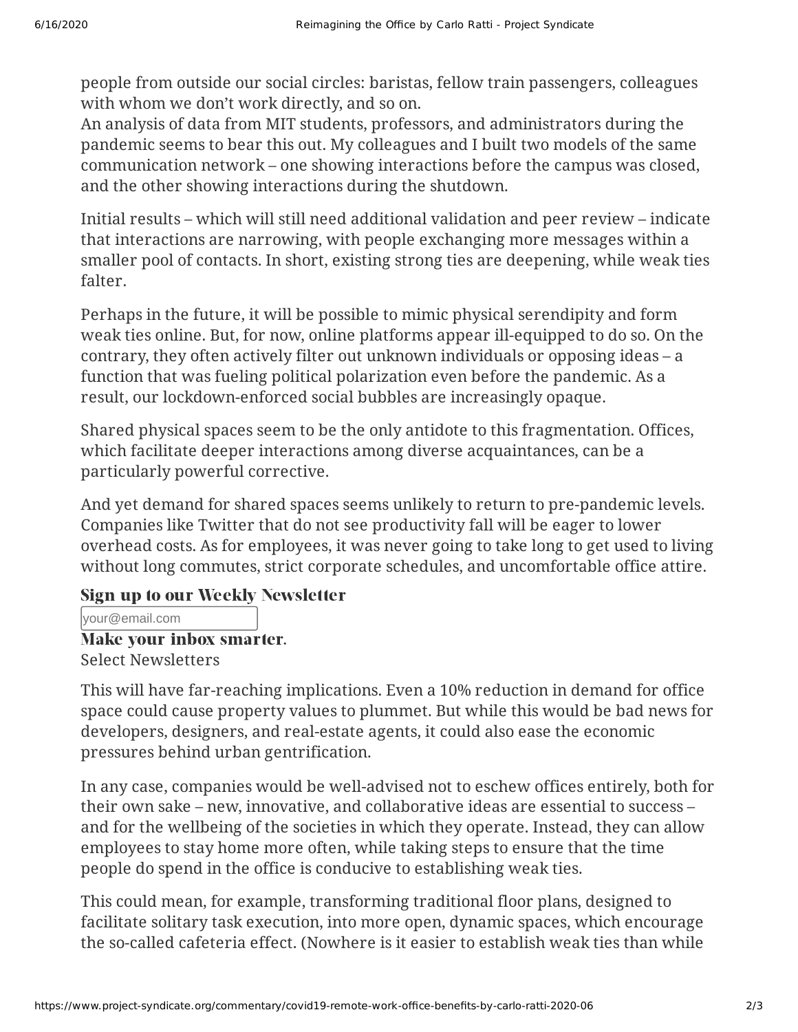people from outside our social circles: baristas, fellow train passengers, colleagues with whom we don't work directly, and so on.
An analysis of data from MIT students, professors, and administrators during the pandemic seems to bear this out. My colleagues and I built two models of the same communication network – one showing interactions before the campus was closed, and the other showing interactions during the shutdown.

Initial results – which will still need additional validation and peer review – indicate that interactions are narrowing, with people exchanging more messages within a smaller pool of contacts. In short, existing strong ties are deepening, while weak ties falter.

Perhaps in the future, it will be possible to mimic physical serendipity and form weak ties online. But, for now, online platforms appear ill-equipped to do so. On the contrary, they often actively filter out unknown individuals or opposing ideas – a function that was fueling political polarization even before the pandemic. As a result, our lockdown-enforced social bubbles are increasingly opaque.

Shared physical spaces seem to be the only antidote to this fragmentation. Offices, which facilitate deeper interactions among diverse acquaintances, can be a particularly powerful corrective.

And yet demand for shared spaces seems unlikely to return to pre-pandemic levels. Companies like Twitter that do not see productivity fall will be eager to lower overhead costs. As for employees, it was never going to take long to get used to living without long commutes, strict corporate schedules, and uncomfortable office attire.

**Sign up to our Weekly Newsletter**

your@email.com

**Make your inbox smarter.**
Select Newsletters

This will have far-reaching implications. Even a 10% reduction in demand for office space could cause property values to plummet. But while this would be bad news for developers, designers, and real-estate agents, it could also ease the economic pressures behind urban gentrification.

In any case, companies would be well-advised not to eschew offices entirely, both for their own sake – new, innovative, and collaborative ideas are essential to success – and for the wellbeing of the societies in which they operate. Instead, they can allow employees to stay home more often, while taking steps to ensure that the time people do spend in the office is conducive to establishing weak ties.

This could mean, for example, transforming traditional floor plans, designed to facilitate solitary task execution, into more open, dynamic spaces, which encourage the so-called cafeteria effect. (Nowhere is it easier to establish weak ties than while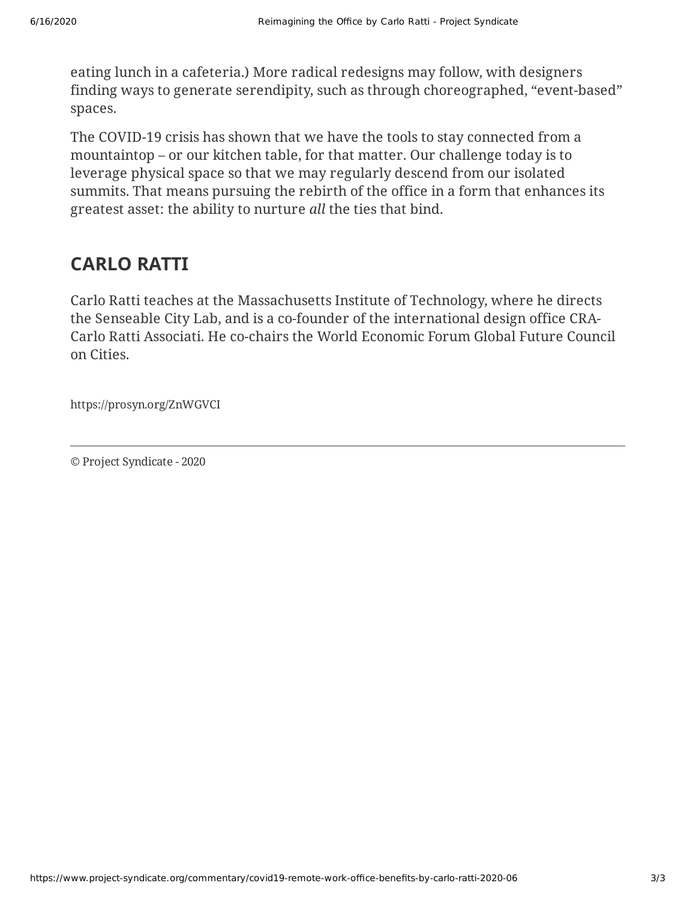eating lunch in a cafeteria.) More radical redesigns may follow, with designers finding ways to generate serendipity, such as through choreographed, “event-based” spaces.

The COVID-19 crisis has shown that we have the tools to stay connected from a mountaintop – or our kitchen table, for that matter. Our challenge today is to leverage physical space so that we may regularly descend from our isolated summits. That means pursuing the rebirth of the office in a form that enhances its greatest asset: the ability to nurture *all* the ties that bind.

## CARLO RATTI

Carlo Ratti teaches at the Massachusetts Institute of Technology, where he directs the Senseable City Lab, and is a co-founder of the international design office CRA-Carlo Ratti Associati. He co-chairs the World Economic Forum Global Future Council on Cities.

https://prosyn.org/ZnWGVCI

---

© Project Syndicate - 2020